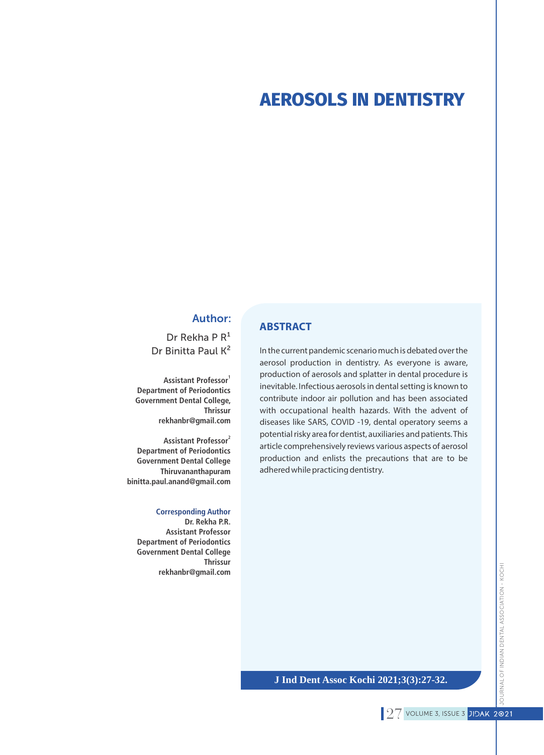# AEROSOLS IN DENTISTRY

**Author:**

Dr Rekha P R[1]
Dr Binitta Paul K[2]

**Assistant Professor[1]**
**Department of Periodontics**
**Government Dental College,**
**Thrissur**
**rekhanbr@gmail.com**

**Assistant Professor[2]**
**Department of Periodontics**
**Government Dental College**
**Thiruvananthapuram**
**binitta.paul.anand@gmail.com**

**Corresponding Author**
**Dr. Rekha P.R.**
**Assistant Professor**
**Department of Periodontics**
**Government Dental College**
**Thrissur**
**rekhanbr@gmail.com**

## ABSTRACT

In the current pandemic scenario much is debated over the aerosol production in dentistry. As everyone is aware, production of aerosols and splatter in dental procedure is inevitable. Infectious aerosols in dental setting is known to contribute indoor air pollution and has been associated with occupational health hazards. With the advent of diseases like SARS, COVID -19, dental operatory seems a potential risky area for dentist, auxiliaries and patients. This article comprehensively reviews various aspects of aerosol production and enlists the precautions that are to be adhered while practicing dentistry.

**J Ind Dent Assoc Kochi 2021;3(3):27-32.**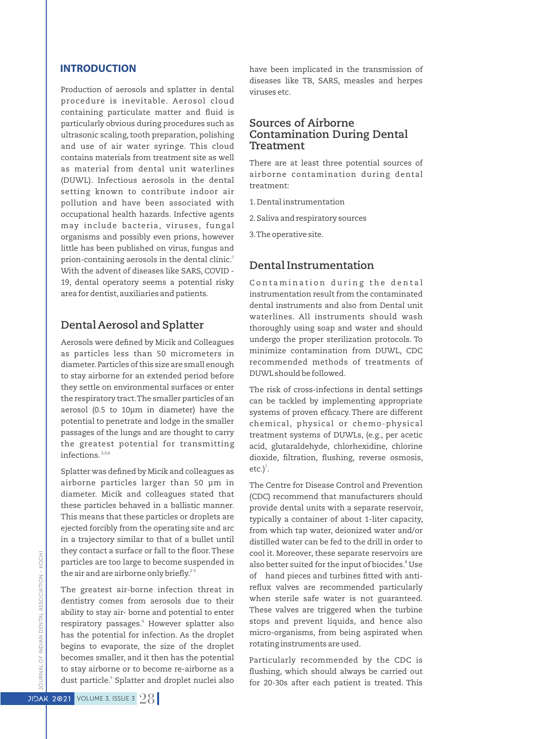## INTRODUCTION

Production of aerosols and splatter in dental procedure is inevitable. Aerosol cloud containing particulate matter and fluid is particularly obvious during procedures such as ultrasonic scaling, tooth preparation, polishing and use of air water syringe. This cloud contains materials from treatment site as well as material from dental unit waterlines (DUWL). Infectious aerosols in the dental setting known to contribute indoor air pollution and have been associated with occupational health hazards. Infective agents may include bacteria, viruses, fungal organisms and possibly even prions, however little has been published on virus, fungus and prion-containing aerosols in the dental clinic.[1] With the advent of diseases like SARS, COVID - 19, dental operatory seems a potential risky area for dentist, auxiliaries and patients.

## Dental Aerosol and Splatter

Aerosols were defined by Micik and Colleagues as particles less than 50 micrometers in diameter. Particles of this size are small enough to stay airborne for an extended period before they settle on environmental surfaces or enter the respiratory tract. The smaller particles of an aerosol (0.5 to 10µm in diameter) have the potential to penetrate and lodge in the smaller passages of the lungs and are thought to carry the greatest potential for transmitting infections.[2,3,4]

Splatter was defined by Micik and colleagues as airborne particles larger than 50 µm in diameter. Micik and colleagues stated that these particles behaved in a ballistic manner. This means that these particles or droplets are ejected forcibly from the operating site and arc in a trajectory similar to that of a bullet until they contact a surface or fall to the floor. These particles are too large to become suspended in the air and are airborne only briefly.[2-5]

The greatest air-borne infection threat in dentistry comes from aerosols due to their ability to stay air- borne and potential to enter respiratory passages.[6] However splatter also has the potential for infection. As the droplet begins to evaporate, the size of the droplet becomes smaller, and it then has the potential to stay airborne or to become re-airborne as a dust particle.[5] Splatter and droplet nuclei also have been implicated in the transmission of diseases like TB, SARS, measles and herpes viruses etc.

## Sources of Airborne Contamination During Dental Treatment

There are at least three potential sources of airborne contamination during dental treatment:

1. Dental instrumentation
2. Saliva and respiratory sources
3. The operative site.

## Dental Instrumentation

Contamination during the dental instrumentation result from the contaminated dental instruments and also from Dental unit waterlines. All instruments should wash thoroughly using soap and water and should undergo the proper sterilization protocols. To minimize contamination from DUWL, CDC recommended methods of treatments of DUWL should be followed.

The risk of cross-infections in dental settings can be tackled by implementing appropriate systems of proven efficacy. There are different chemical, physical or chemo-physical treatment systems of DUWLs, (e.g., per acetic acid, glutaraldehyde, chlorhexidine, chlorine dioxide, filtration, flushing, reverse osmosis, etc.)[7].

The Centre for Disease Control and Prevention (CDC) recommend that manufacturers should provide dental units with a separate reservoir, typically a container of about 1-liter capacity, from which tap water, deionized water and/or distilled water can be fed to the drill in order to cool it. Moreover, these separate reservoirs are also better suited for the input of biocides.[8] Use of hand pieces and turbines fitted with anti-reflux valves are recommended particularly when sterile safe water is not guaranteed. These valves are triggered when the turbine stops and prevent liquids, and hence also micro-organisms, from being aspirated when rotating instruments are used.

Particularly recommended by the CDC is flushing, which should always be carried out for 20-30s after each patient is treated. This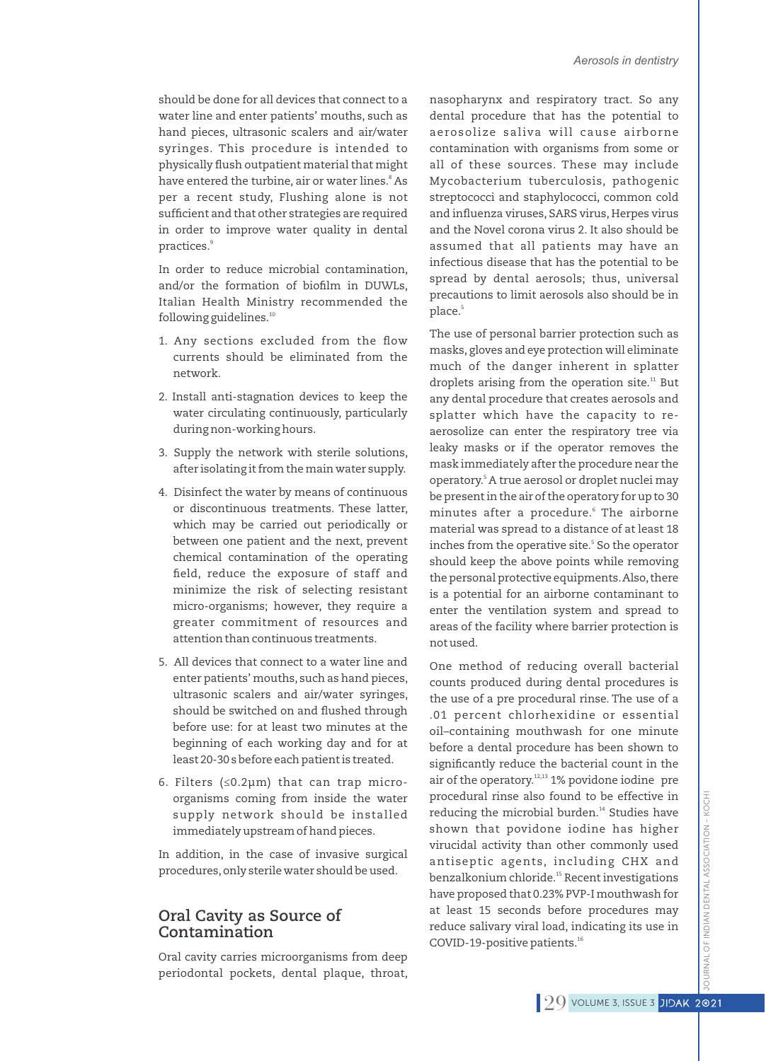should be done for all devices that connect to a water line and enter patients' mouths, such as hand pieces, ultrasonic scalers and air/water syringes. This procedure is intended to physically flush outpatient material that might have entered the turbine, air or water lines.[8] As per a recent study, Flushing alone is not sufficient and that other strategies are required in order to improve water quality in dental practices.[9]

In order to reduce microbial contamination, and/or the formation of biofilm in DUWLs, Italian Health Ministry recommended the following guidelines.[10]

1. Any sections excluded from the flow currents should be eliminated from the network.
2. Install anti-stagnation devices to keep the water circulating continuously, particularly during non-working hours.
3. Supply the network with sterile solutions, after isolating it from the main water supply.
4. Disinfect the water by means of continuous or discontinuous treatments. These latter, which may be carried out periodically or between one patient and the next, prevent chemical contamination of the operating field, reduce the exposure of staff and minimize the risk of selecting resistant micro-organisms; however, they require a greater commitment of resources and attention than continuous treatments.
5. All devices that connect to a water line and enter patients' mouths, such as hand pieces, ultrasonic scalers and air/water syringes, should be switched on and flushed through before use: for at least two minutes at the beginning of each working day and for at least 20-30 s before each patient is treated.
6. Filters ($\leq 0.2\mu m$) that can trap micro-organisms coming from inside the water supply network should be installed immediately upstream of hand pieces.

In addition, in the case of invasive surgical procedures, only sterile water should be used.

## Oral Cavity as Source of Contamination

Oral cavity carries microorganisms from deep periodontal pockets, dental plaque, throat, nasopharynx and respiratory tract. So any dental procedure that has the potential to aerosolize saliva will cause airborne contamination with organisms from some or all of these sources. These may include Mycobacterium tuberculosis, pathogenic streptococci and staphylococci, common cold and influenza viruses, SARS virus, Herpes virus and the Novel corona virus 2. It also should be assumed that all patients may have an infectious disease that has the potential to be spread by dental aerosols; thus, universal precautions to limit aerosols also should be in place.[5]

The use of personal barrier protection such as masks, gloves and eye protection will eliminate much of the danger inherent in splatter droplets arising from the operation site.[11] But any dental procedure that creates aerosols and splatter which have the capacity to re-aerosolize can enter the respiratory tree via leaky masks or if the operator removes the mask immediately after the procedure near the operatory.[5] A true aerosol or droplet nuclei may be present in the air of the operatory for up to 30 minutes after a procedure.[6] The airborne material was spread to a distance of at least 18 inches from the operative site.[5] So the operator should keep the above points while removing the personal protective equipments. Also, there is a potential for an airborne contaminant to enter the ventilation system and spread to areas of the facility where barrier protection is not used.

One method of reducing overall bacterial counts produced during dental procedures is the use of a pre procedural rinse. The use of a .01 percent chlorhexidine or essential oil–containing mouthwash for one minute before a dental procedure has been shown to significantly reduce the bacterial count in the air of the operatory.[12,13] 1% povidone iodine pre procedural rinse also found to be effective in reducing the microbial burden.[14] Studies have shown that povidone iodine has higher virucidal activity than other commonly used antiseptic agents, including CHX and benzalkonium chloride.[15] Recent investigations have proposed that 0.23% PVP-I mouthwash for at least 15 seconds before procedures may reduce salivary viral load, indicating its use in COVID-19-positive patients.[16]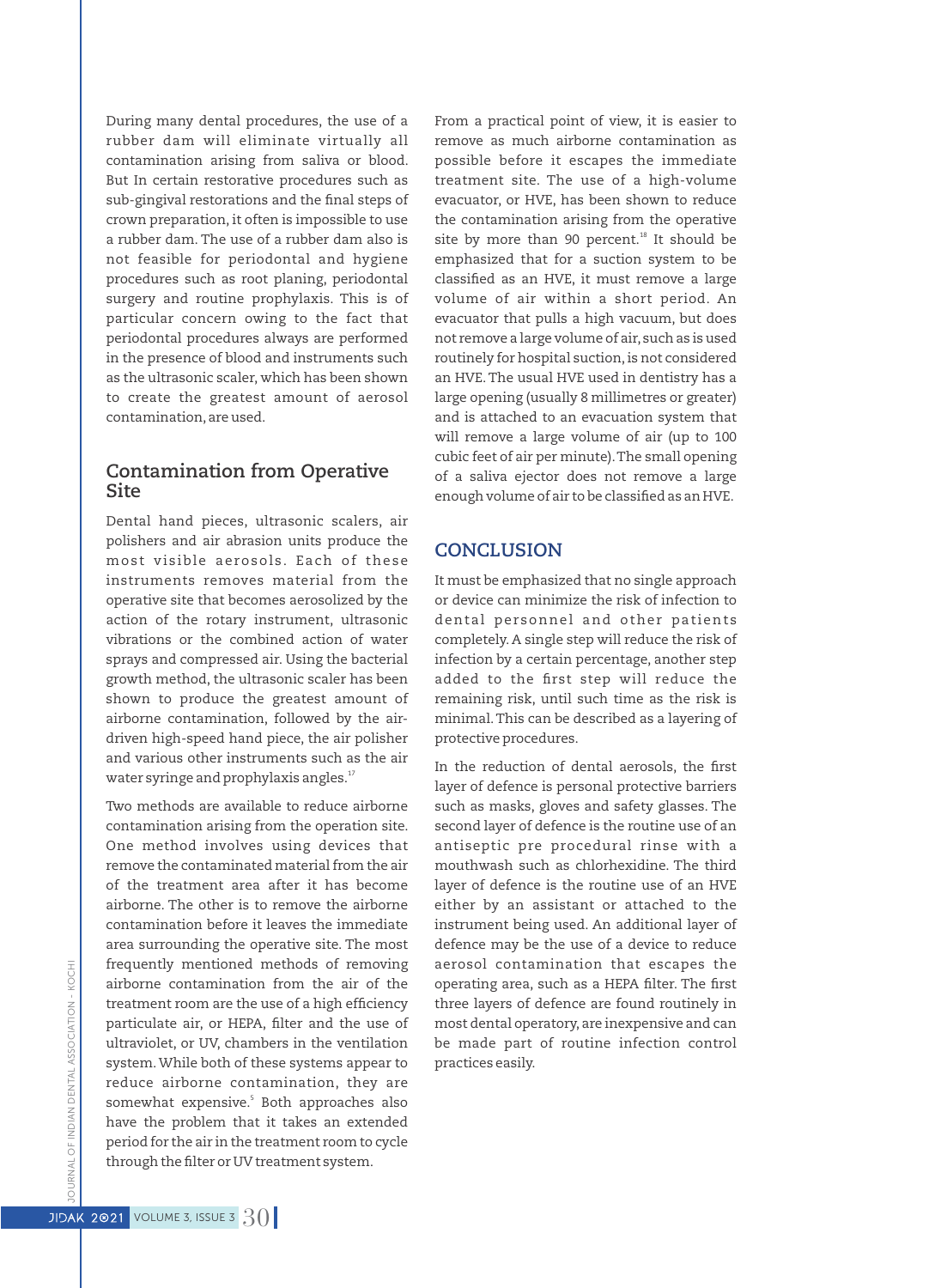During many dental procedures, the use of a rubber dam will eliminate virtually all contamination arising from saliva or blood. But In certain restorative procedures such as sub-gingival restorations and the final steps of crown preparation, it often is impossible to use a rubber dam. The use of a rubber dam also is not feasible for periodontal and hygiene procedures such as root planing, periodontal surgery and routine prophylaxis. This is of particular concern owing to the fact that periodontal procedures always are performed in the presence of blood and instruments such as the ultrasonic scaler, which has been shown to create the greatest amount of aerosol contamination, are used.

## Contamination from Operative Site

Dental hand pieces, ultrasonic scalers, air polishers and air abrasion units produce the most visible aerosols. Each of these instruments removes material from the operative site that becomes aerosolized by the action of the rotary instrument, ultrasonic vibrations or the combined action of water sprays and compressed air. Using the bacterial growth method, the ultrasonic scaler has been shown to produce the greatest amount of airborne contamination, followed by the air-driven high-speed hand piece, the air polisher and various other instruments such as the air water syringe and prophylaxis angles.[17]

Two methods are available to reduce airborne contamination arising from the operation site. One method involves using devices that remove the contaminated material from the air of the treatment area after it has become airborne. The other is to remove the airborne contamination before it leaves the immediate area surrounding the operative site. The most frequently mentioned methods of removing airborne contamination from the air of the treatment room are the use of a high efficiency particulate air, or HEPA, filter and the use of ultraviolet, or UV, chambers in the ventilation system. While both of these systems appear to reduce airborne contamination, they are somewhat expensive.[5] Both approaches also have the problem that it takes an extended period for the air in the treatment room to cycle through the filter or UV treatment system.

From a practical point of view, it is easier to remove as much airborne contamination as possible before it escapes the immediate treatment site. The use of a high-volume evacuator, or HVE, has been shown to reduce the contamination arising from the operative site by more than 90 percent.[18] It should be emphasized that for a suction system to be classified as an HVE, it must remove a large volume of air within a short period. An evacuator that pulls a high vacuum, but does not remove a large volume of air, such as is used routinely for hospital suction, is not considered an HVE. The usual HVE used in dentistry has a large opening (usually 8 millimetres or greater) and is attached to an evacuation system that will remove a large volume of air (up to 100 cubic feet of air per minute). The small opening of a saliva ejector does not remove a large enough volume of air to be classified as an HVE.

## CONCLUSION

It must be emphasized that no single approach or device can minimize the risk of infection to dental personnel and other patients completely. A single step will reduce the risk of infection by a certain percentage, another step added to the first step will reduce the remaining risk, until such time as the risk is minimal. This can be described as a layering of protective procedures.

In the reduction of dental aerosols, the first layer of defence is personal protective barriers such as masks, gloves and safety glasses. The second layer of defence is the routine use of an antiseptic pre procedural rinse with a mouthwash such as chlorhexidine. The third layer of defence is the routine use of an HVE either by an assistant or attached to the instrument being used. An additional layer of defence may be the use of a device to reduce aerosol contamination that escapes the operating area, such as a HEPA filter. The first three layers of defence are found routinely in most dental operatory, are inexpensive and can be made part of routine infection control practices easily.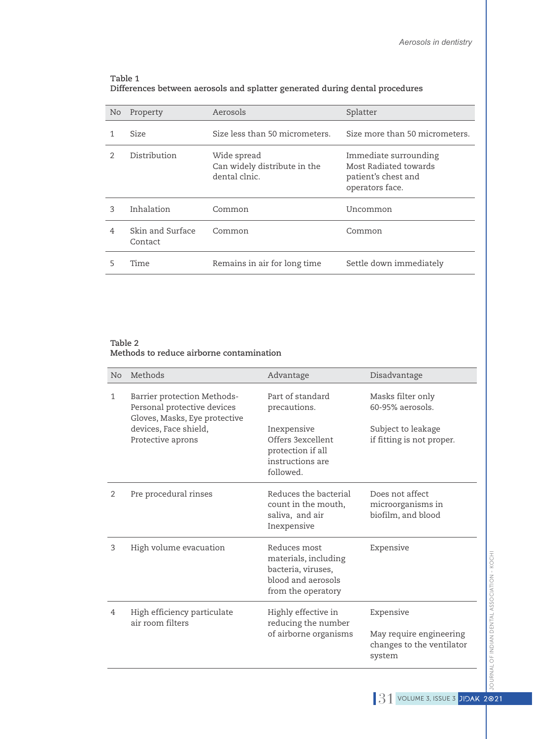**Table 1**
**Differences between aerosols and splatter generated during dental procedures**

| No | Property | Aerosols | Splatter |
|---|---|---|---|
| 1 | Size | Size less than 50 micrometers. | Size more than 50 micrometers. |
| 2 | Distribution | Wide spread<br>Can widely distribute in the dental clnic. | Immediate surrounding<br>Most Radiated towards patient's chest and operators face. |
| 3 | Inhalation | Common | Uncommon |
| 4 | Skin and Surface Contact | Common | Common |
| 5 | Time | Remains in air for long time | Settle down immediately |

**Table 2**
**Methods to reduce airborne contamination**

| No | Methods | Advantage | Disadvantage |
|---|---|---|---|
| 1 | Barrier protection Methods-Personal protective devices Gloves, Masks, Eye protective devices, Face shield, Protective aprons | Part of standard precautions.<br><br>Inexpensive<br>Offers 3excellent protection if all instructions are followed. | Masks filter only 60-95% aerosols.<br><br>Subject to leakage if fitting is not proper. |
| 2 | Pre procedural rinses | Reduces the bacterial count in the mouth, saliva, and air<br>Inexpensive | Does not affect microorganisms in biofilm, and blood |
| 3 | High volume evacuation | Reduces most materials, including bacteria, viruses, blood and aerosols from the operatory | Expensive |
| 4 | High efficiency particulate air room filters | Highly effective in reducing the number of airborne organisms | Expensive<br><br>May require engineering changes to the ventilator system |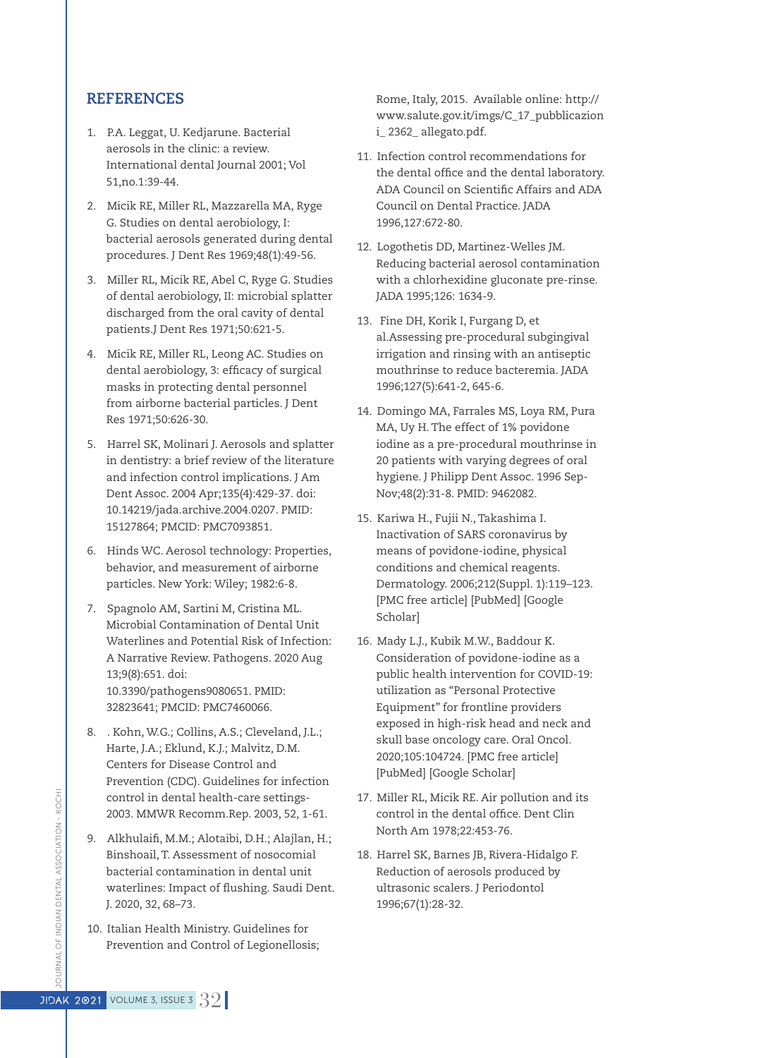## REFERENCES

1. P.A. Leggat, U. Kedjarune. Bacterial aerosols in the clinic: a review. International dental Journal 2001; Vol 51,no.1:39-44.
2. Micik RE, Miller RL, Mazzarella MA, Ryge G. Studies on dental aerobiology, I: bacterial aerosols generated during dental procedures. J Dent Res 1969;48(1):49-56.
3. Miller RL, Micik RE, Abel C, Ryge G. Studies of dental aerobiology, II: microbial splatter discharged from the oral cavity of dental patients.J Dent Res 1971;50:621-5.
4. Micik RE, Miller RL, Leong AC. Studies on dental aerobiology, 3: efficacy of surgical masks in protecting dental personnel from airborne bacterial particles. J Dent Res 1971;50:626-30.
5. Harrel SK, Molinari J. Aerosols and splatter in dentistry: a brief review of the literature and infection control implications. J Am Dent Assoc. 2004 Apr;135(4):429-37. doi: 10.14219/jada.archive.2004.0207. PMID: 15127864; PMCID: PMC7093851.
6. Hinds WC. Aerosol technology: Properties, behavior, and measurement of airborne particles. New York: Wiley; 1982:6-8.
7. Spagnolo AM, Sartini M, Cristina ML. Microbial Contamination of Dental Unit Waterlines and Potential Risk of Infection: A Narrative Review. Pathogens. 2020 Aug 13;9(8):651. doi: 10.3390/pathogens9080651. PMID: 32823641; PMCID: PMC7460066.
8. . Kohn, W.G.; Collins, A.S.; Cleveland, J.L.; Harte, J.A.; Eklund, K.J.; Malvitz, D.M. Centers for Disease Control and Prevention (CDC). Guidelines for infection control in dental health-care settings-2003. MMWR Recomm.Rep. 2003, 52, 1-61.
9. Alkhulaifi, M.M.; Alotaibi, D.H.; Alajlan, H.; Binshoail, T. Assessment of nosocomial bacterial contamination in dental unit waterlines: Impact of flushing. Saudi Dent. J. 2020, 32, 68–73.
10. Italian Health Ministry. Guidelines for Prevention and Control of Legionellosis; Rome, Italy, 2015. Available online: http://www.salute.gov.it/imgs/C_17_pubblicazioni_ 2362_ allegato.pdf.
11. Infection control recommendations for the dental office and the dental laboratory. ADA Council on Scientific Affairs and ADA Council on Dental Practice. JADA 1996,127:672-80.
12. Logothetis DD, Martinez-Welles JM. Reducing bacterial aerosol contamination with a chlorhexidine gluconate pre-rinse. JADA 1995;126: 1634-9.
13. Fine DH, Korik I, Furgang D, et al.Assessing pre-procedural subgingival irrigation and rinsing with an antiseptic mouthrinse to reduce bacteremia. JADA 1996;127(5):641-2, 645-6.
14. Domingo MA, Farrales MS, Loya RM, Pura MA, Uy H. The effect of 1% povidone iodine as a pre-procedural mouthrinse in 20 patients with varying degrees of oral hygiene. J Philipp Dent Assoc. 1996 Sep-Nov;48(2):31-8. PMID: 9462082.
15. Kariwa H., Fujii N., Takashima I. Inactivation of SARS coronavirus by means of povidone-iodine, physical conditions and chemical reagents. Dermatology. 2006;212(Suppl. 1):119–123. [PMC free article] [PubMed] [Google Scholar]
16. Mady L.J., Kubik M.W., Baddour K. Consideration of povidone-iodine as a public health intervention for COVID-19: utilization as "Personal Protective Equipment" for frontline providers exposed in high-risk head and neck and skull base oncology care. Oral Oncol. 2020;105:104724. [PMC free article] [PubMed] [Google Scholar]
17. Miller RL, Micik RE. Air pollution and its control in the dental office. Dent Clin North Am 1978;22:453-76.
18. Harrel SK, Barnes JB, Rivera-Hidalgo F. Reduction of aerosols produced by ultrasonic scalers. J Periodontol 1996;67(1):28-32.